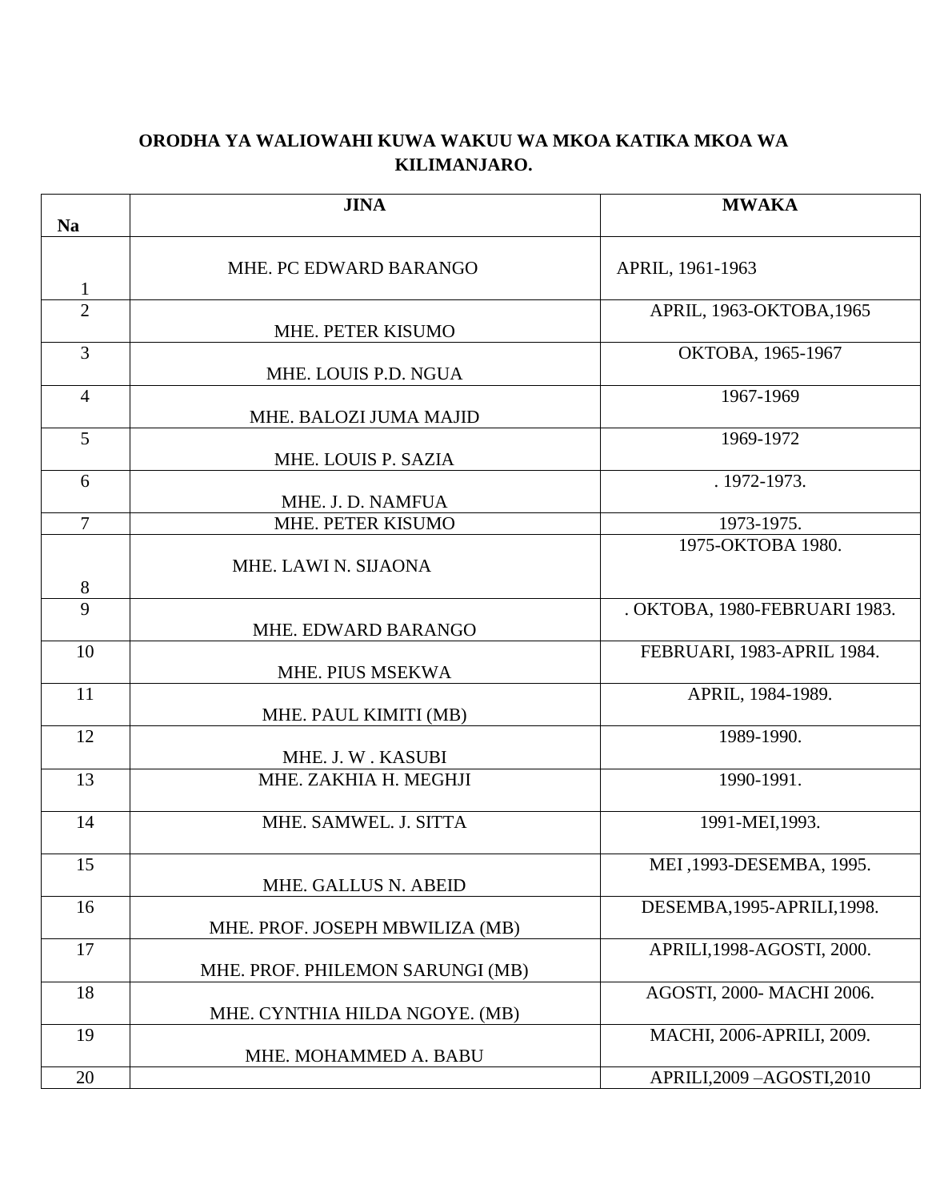**ORODHA YA WALIOWAHI KUWA WAKUU WA MKOA KATIKA MKOA WA KILIMANJARO.**

| Na | JINA | MWAKA |
|---|---|---|
| 1 | MHE. PC EDWARD BARANGO | APRIL, 1961-1963 |
| 2 | MHE. PETER KISUMO | APRIL, 1963-OKTOBA,1965 |
| 3 | MHE. LOUIS P.D. NGUA | OKTOBA, 1965-1967 |
| 4 | MHE. BALOZI JUMA MAJID | 1967-1969 |
| 5 | MHE. LOUIS P. SAZIA | 1969-1972 |
| 6 | MHE. J. D. NAMFUA | . 1972-1973. |
| 7 | MHE. PETER KISUMO | 1973-1975. |
| 8 | MHE. LAWI N. SIJAONA | 1975-OKTOBA 1980. |
| 9 | MHE. EDWARD BARANGO | . OKTOBA, 1980-FEBRUARI 1983. |
| 10 | MHE. PIUS MSEKWA | FEBRUARI, 1983-APRIL 1984. |
| 11 | MHE. PAUL KIMITI (MB) | APRIL, 1984-1989. |
| 12 | MHE. J. W . KASUBI | 1989-1990. |
| 13 | MHE. ZAKHIA H. MEGHJI | 1990-1991. |
| 14 | MHE. SAMWEL. J. SITTA | 1991-MEI,1993. |
| 15 | MHE. GALLUS N. ABEID | MEI ,1993-DESEMBA, 1995. |
| 16 | MHE. PROF. JOSEPH MBWILIZA (MB) | DESEMBA,1995-APRILI,1998. |
| 17 | MHE. PROF. PHILEMON SARUNGI (MB) | APRILI,1998-AGOSTI, 2000. |
| 18 | MHE. CYNTHIA HILDA NGOYE. (MB) | AGOSTI, 2000- MACHI 2006. |
| 19 | MHE. MOHAMMED A. BABU | MACHI, 2006-APRILI, 2009. |
| 20 | | APRILI,2009 –AGOSTI,2010 |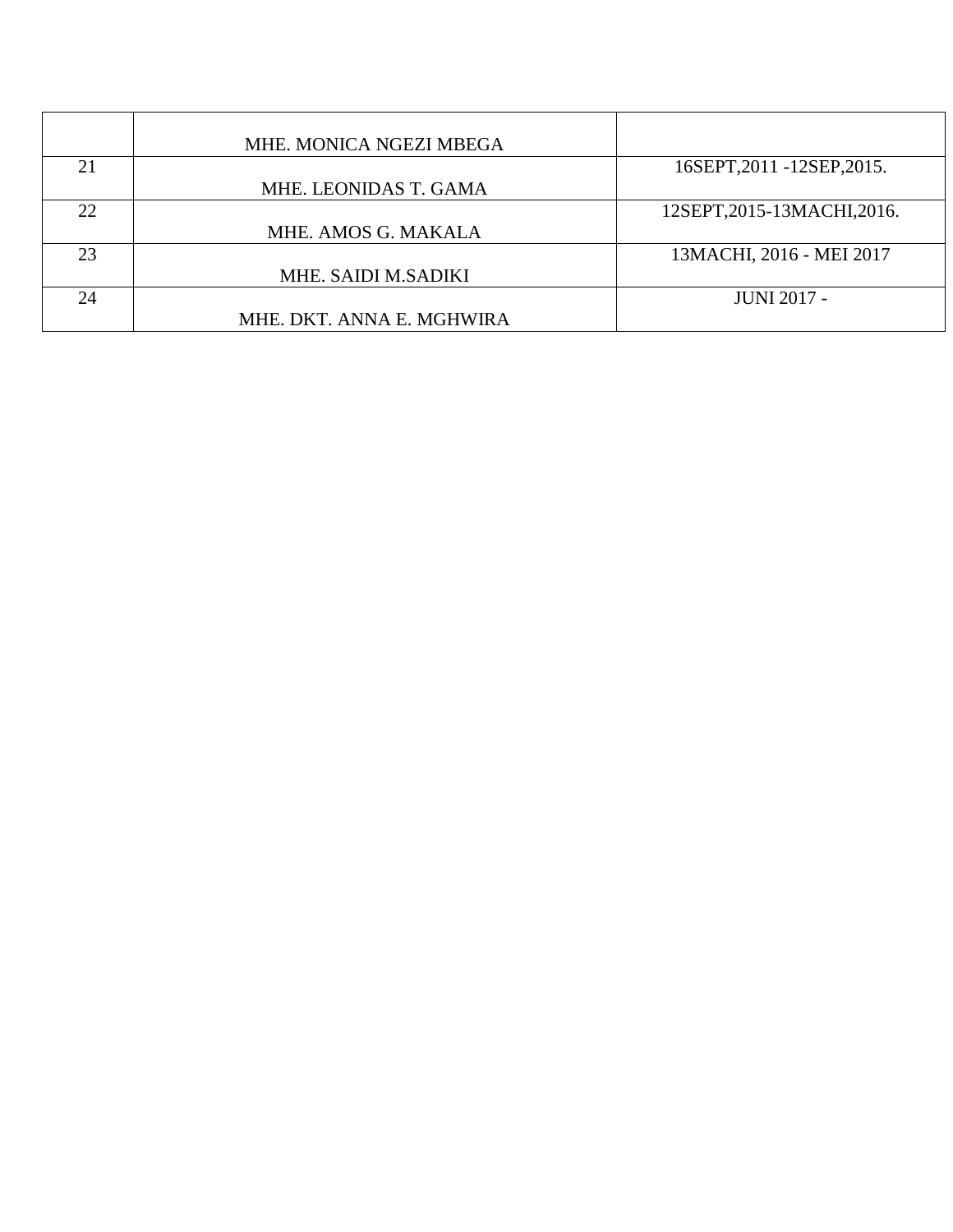| | | |
|---|---|---|
| | MHE. MONICA NGEZI MBEGA | |
| 21 | MHE. LEONIDAS T. GAMA | 16SEPT,2011 -12SEP,2015. |
| 22 | MHE. AMOS G. MAKALA | 12SEPT,2015-13MACHI,2016. |
| 23 | MHE. SAIDI M.SADIKI | 13MACHI, 2016 - MEI 2017 |
| 24 | MHE. DKT. ANNA E. MGHWIRA | JUNI 2017 - |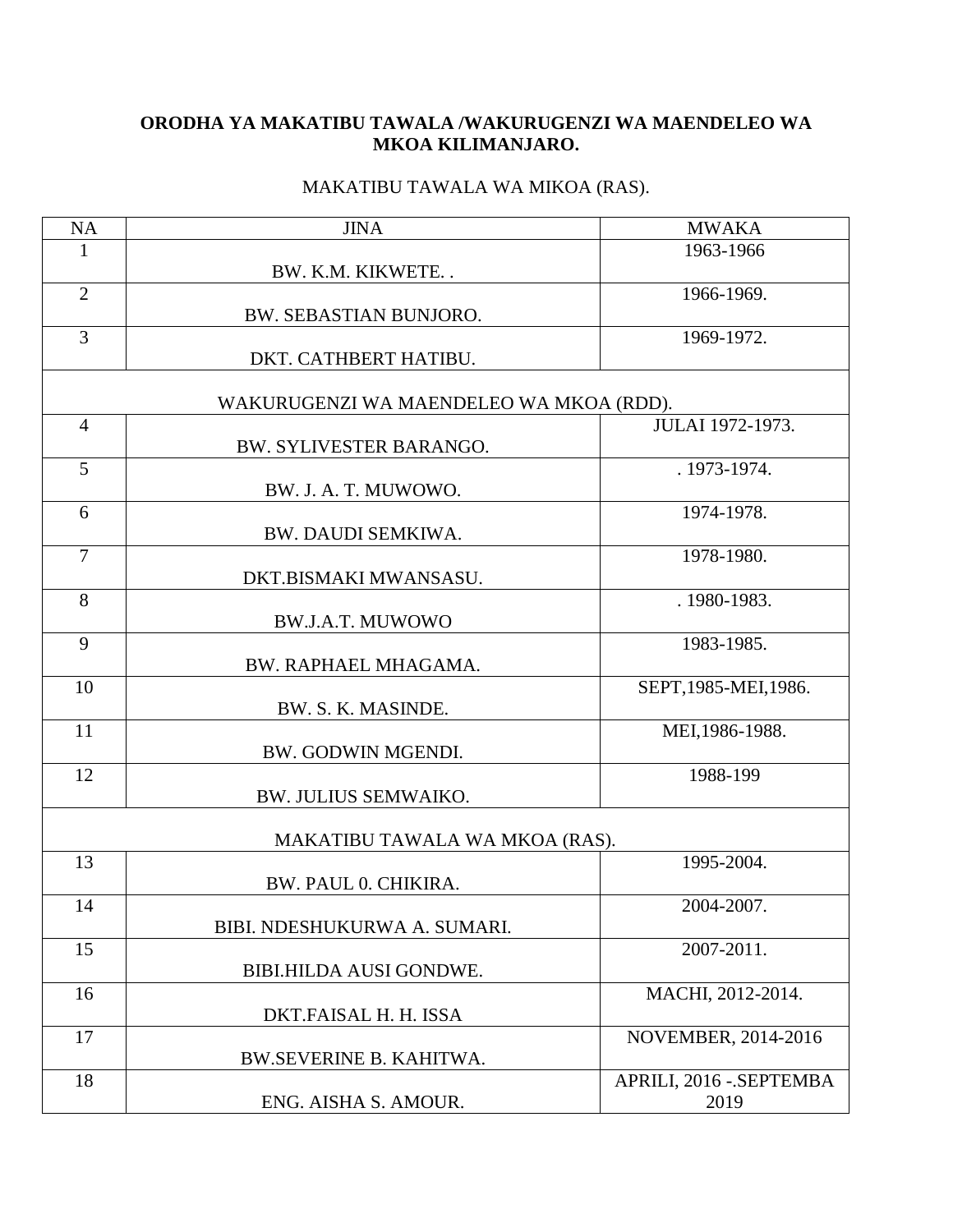**ORODHA YA MAKATIBU TAWALA /WAKURUGENZI WA MAENDELEO WA MKOA KILIMANJARO.**

MAKATIBU TAWALA WA MIKOA (RAS).

| NA | JINA | MWAKA |
|---|---|---|
| 1 | BW. K.M. KIKWETE. . | 1963-1966 |
| 2 | BW. SEBASTIAN BUNJORO. | 1966-1969. |
| 3 | DKT. CATHBERT HATIBU. | 1969-1972. |
| | WAKURUGENZI WA MAENDELEO WA MKOA (RDD). | |
| 4 | BW. SYLIVESTER BARANGO. | JULAI 1972-1973. |
| 5 | BW. J. A. T. MUWOWO. | . 1973-1974. |
| 6 | BW. DAUDI SEMKIWA. | 1974-1978. |
| 7 | DKT.BISMAKI MWANSASU. | 1978-1980. |
| 8 | BW.J.A.T. MUWOWO | . 1980-1983. |
| 9 | BW. RAPHAEL MHAGAMA. | 1983-1985. |
| 10 | BW. S. K. MASINDE. | SEPT,1985-MEI,1986. |
| 11 | BW. GODWIN MGENDI. | MEI,1986-1988. |
| 12 | BW. JULIUS SEMWAIKO. | 1988-199 |
| | MAKATIBU TAWALA WA MKOA (RAS). | |
| 13 | BW. PAUL 0. CHIKIRA. | 1995-2004. |
| 14 | BIBI. NDESHUKURWA A. SUMARI. | 2004-2007. |
| 15 | BIBI.HILDA AUSI GONDWE. | 2007-2011. |
| 16 | DKT.FAISAL H. H. ISSA | MACHI, 2012-2014. |
| 17 | BW.SEVERINE B. KAHITWA. | NOVEMBER, 2014-2016 |
| 18 | ENG. AISHA S. AMOUR. | APRILI, 2016 -.SEPTEMBA 2019 |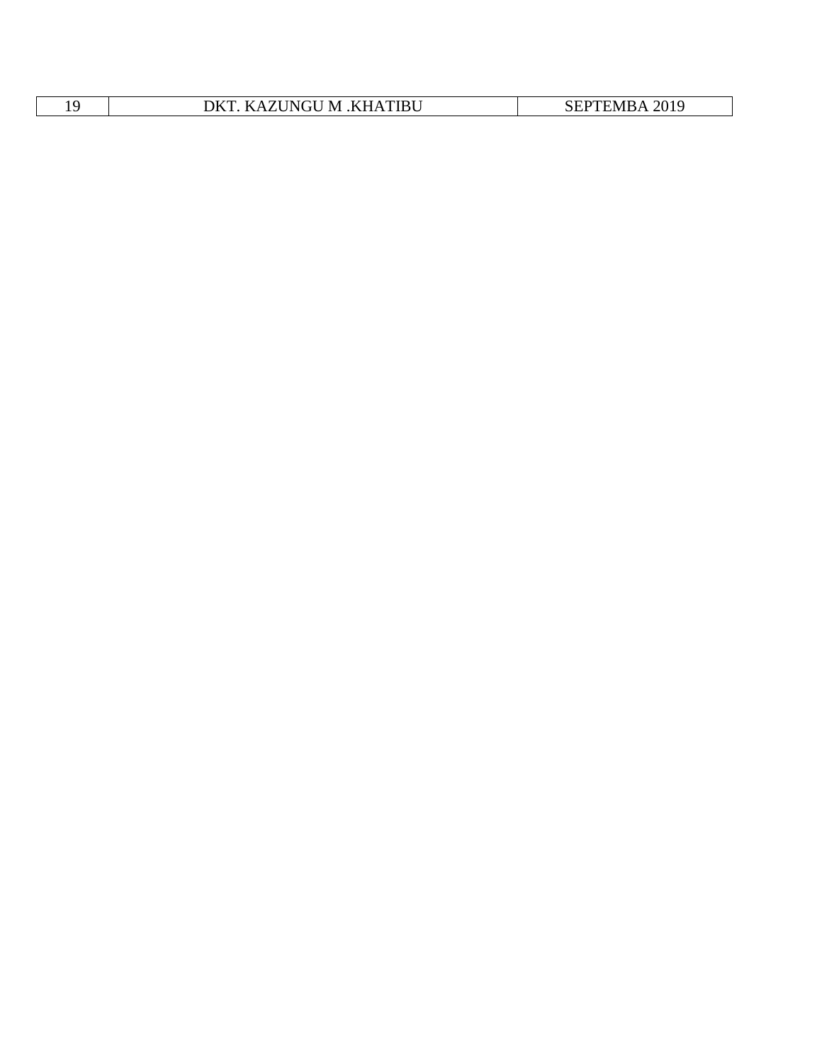| | | |
|---|---|---|
| 19 | DKT. KAZUNGU M .KHATIBU | SEPTEMBA 2019 |